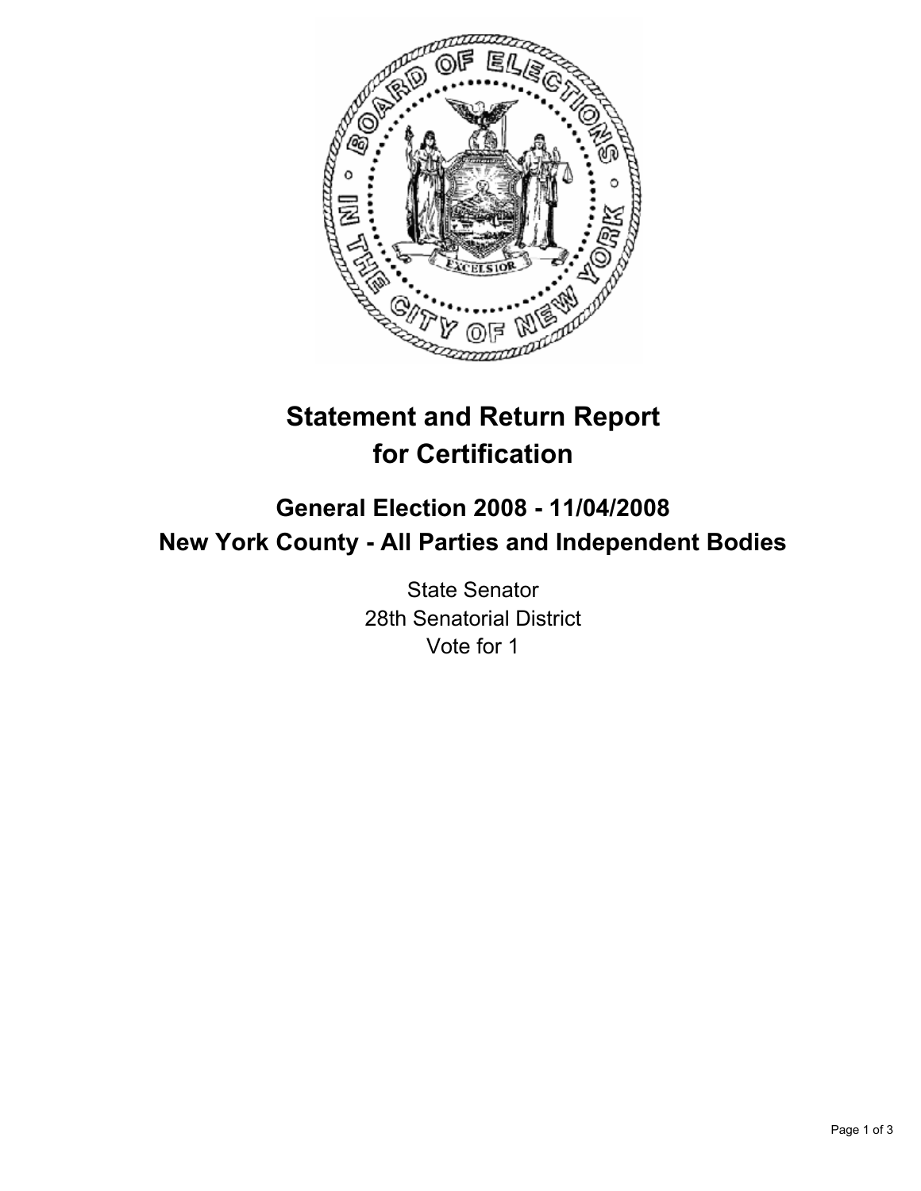# Statement and Return Report for Certification

## General Election 2008 - 11/04/2008
## New York County - All Parties and Independent Bodies

State Senator
28th Senatorial District
Vote for 1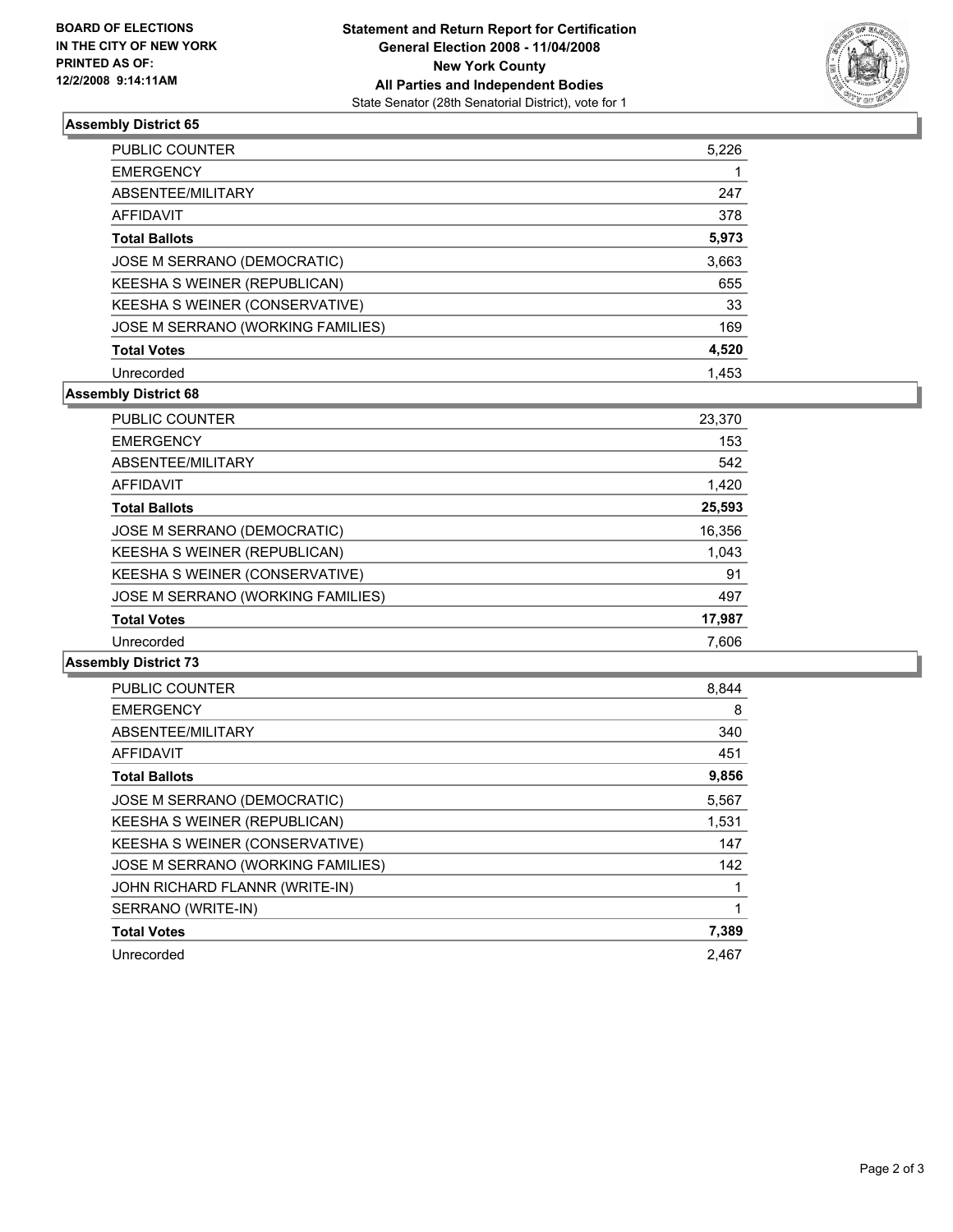**BOARD OF ELECTIONS IN THE CITY OF NEW YORK PRINTED AS OF: 12/2/2008 9:14:11AM**

**Statement and Return Report for Certification**
**General Election 2008 - 11/04/2008**
**New York County**
**All Parties and Independent Bodies**
State Senator (28th Senatorial District), vote for 1

### Assembly District 65

| | |
|---|---|
| PUBLIC COUNTER | 5,226 |
| EMERGENCY | 1 |
| ABSENTEE/MILITARY | 247 |
| AFFIDAVIT | 378 |
| **Total Ballots** | **5,973** |
| JOSE M SERRANO (DEMOCRATIC) | 3,663 |
| KEESHA S WEINER (REPUBLICAN) | 655 |
| KEESHA S WEINER (CONSERVATIVE) | 33 |
| JOSE M SERRANO (WORKING FAMILIES) | 169 |
| **Total Votes** | **4,520** |
| Unrecorded | 1,453 |

### Assembly District 68

| | |
|---|---|
| PUBLIC COUNTER | 23,370 |
| EMERGENCY | 153 |
| ABSENTEE/MILITARY | 542 |
| AFFIDAVIT | 1,420 |
| **Total Ballots** | **25,593** |
| JOSE M SERRANO (DEMOCRATIC) | 16,356 |
| KEESHA S WEINER (REPUBLICAN) | 1,043 |
| KEESHA S WEINER (CONSERVATIVE) | 91 |
| JOSE M SERRANO (WORKING FAMILIES) | 497 |
| **Total Votes** | **17,987** |
| Unrecorded | 7,606 |

### Assembly District 73

| | |
|---|---|
| PUBLIC COUNTER | 8,844 |
| EMERGENCY | 8 |
| ABSENTEE/MILITARY | 340 |
| AFFIDAVIT | 451 |
| **Total Ballots** | **9,856** |
| JOSE M SERRANO (DEMOCRATIC) | 5,567 |
| KEESHA S WEINER (REPUBLICAN) | 1,531 |
| KEESHA S WEINER (CONSERVATIVE) | 147 |
| JOSE M SERRANO (WORKING FAMILIES) | 142 |
| JOHN RICHARD FLANNR (WRITE-IN) | 1 |
| SERRANO (WRITE-IN) | 1 |
| **Total Votes** | **7,389** |
| Unrecorded | 2,467 |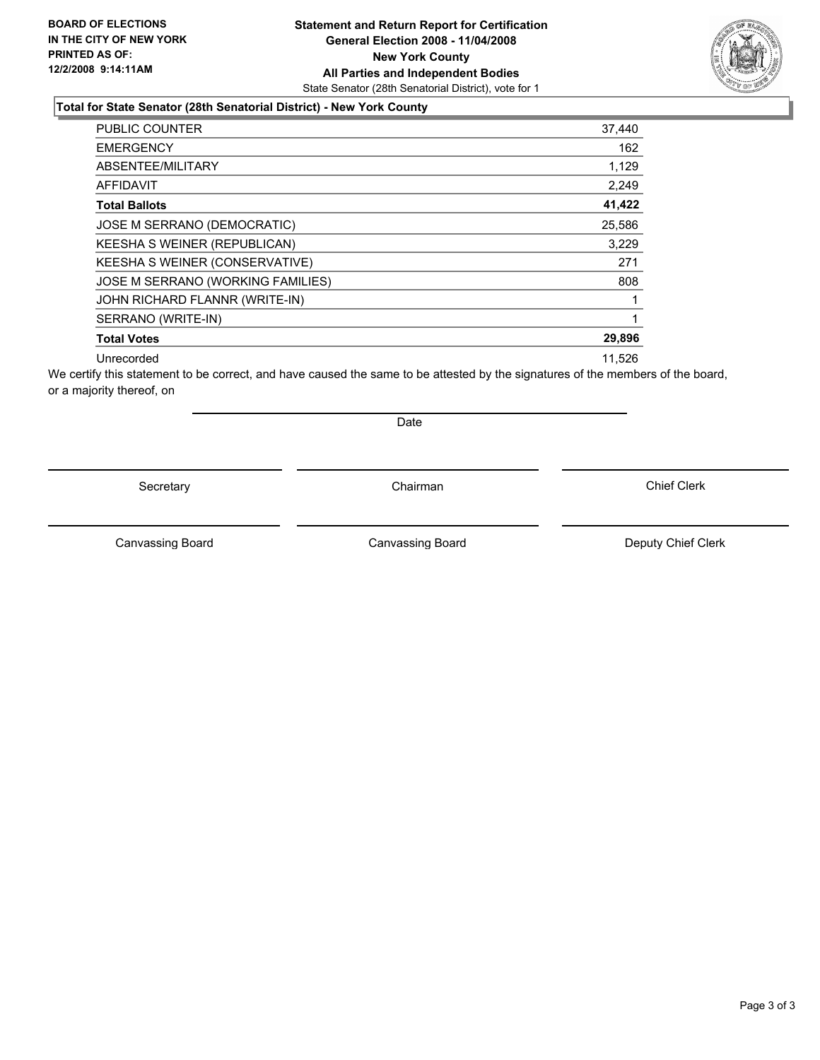**BOARD OF ELECTIONS IN THE CITY OF NEW YORK**
**PRINTED AS OF:**
**12/2/2008 9:14:11AM**

**Statement and Return Report for Certification**
**General Election 2008 - 11/04/2008**
**New York County**
**All Parties and Independent Bodies**
State Senator (28th Senatorial District), vote for 1

### Total for State Senator (28th Senatorial District) - New York County

| | |
|---|---|
| PUBLIC COUNTER | 37,440 |
| EMERGENCY | 162 |
| ABSENTEE/MILITARY | 1,129 |
| AFFIDAVIT | 2,249 |
| **Total Ballots** | **41,422** |
| JOSE M SERRANO (DEMOCRATIC) | 25,586 |
| KEESHA S WEINER (REPUBLICAN) | 3,229 |
| KEESHA S WEINER (CONSERVATIVE) | 271 |
| JOSE M SERRANO (WORKING FAMILIES) | 808 |
| JOHN RICHARD FLANNR (WRITE-IN) | 1 |
| SERRANO (WRITE-IN) | 1 |
| **Total Votes** | **29,896** |
| Unrecorded | 11,526 |

We certify this statement to be correct, and have caused the same to be attested by the signatures of the members of the board, or a majority thereof, on

Date

Secretary | Chairman | Chief Clerk

Canvassing Board | Canvassing Board | Deputy Chief Clerk